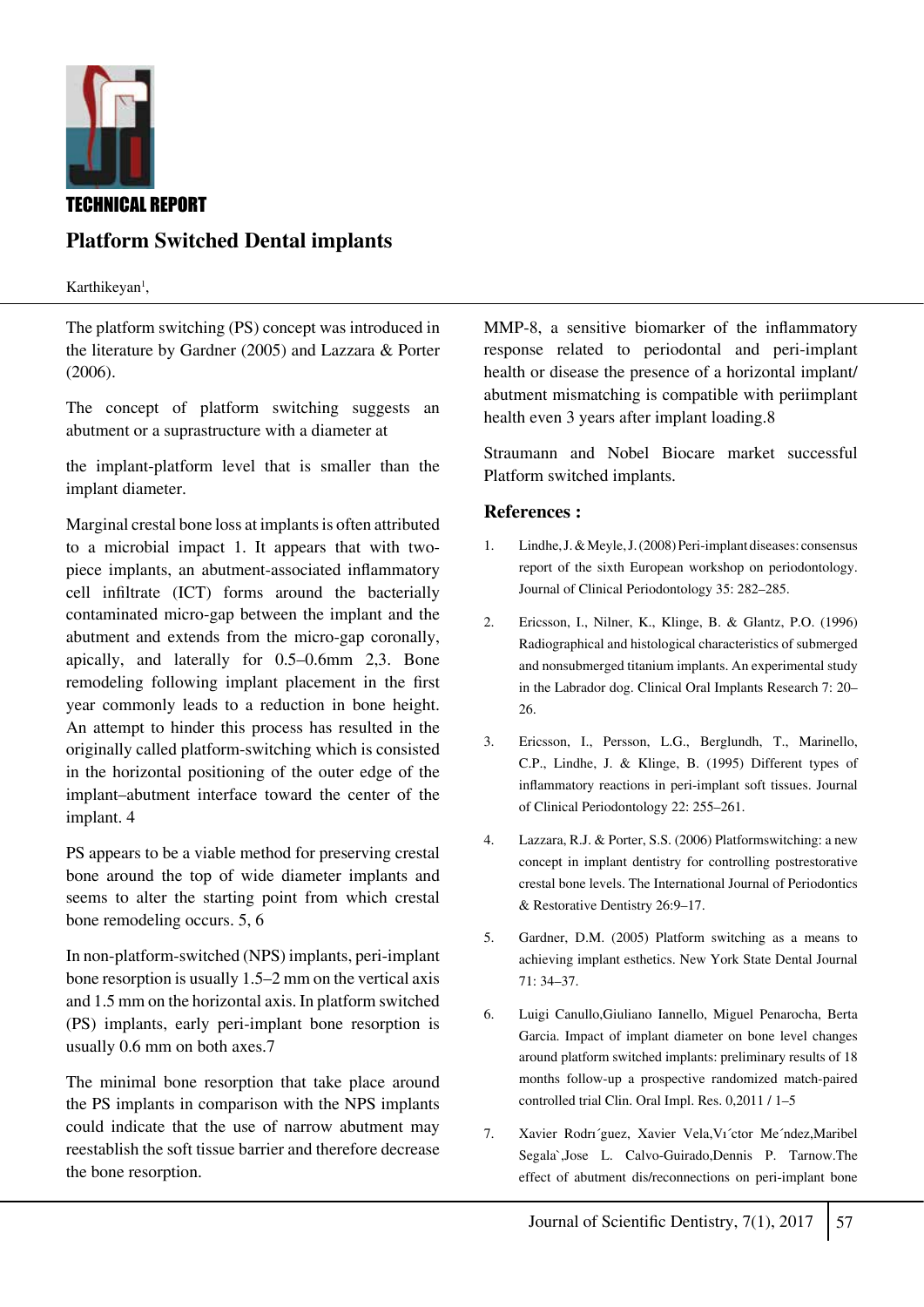TECHNICAL REPORT

# Platform Switched Dental implants

Karthikeyan[1],

The platform switching (PS) concept was introduced in the literature by Gardner (2005) and Lazzara & Porter (2006).

The concept of platform switching suggests an abutment or a suprastructure with a diameter at

the implant-platform level that is smaller than the implant diameter.

Marginal crestal bone loss at implants is often attributed to a microbial impact 1. It appears that with two-piece implants, an abutment-associated inflammatory cell infiltrate (ICT) forms around the bacterially contaminated micro-gap between the implant and the abutment and extends from the micro-gap coronally, apically, and laterally for 0.5–0.6mm 2,3. Bone remodeling following implant placement in the first year commonly leads to a reduction in bone height. An attempt to hinder this process has resulted in the originally called platform-switching which is consisted in the horizontal positioning of the outer edge of the implant–abutment interface toward the center of the implant. 4

PS appears to be a viable method for preserving crestal bone around the top of wide diameter implants and seems to alter the starting point from which crestal bone remodeling occurs. 5, 6

In non-platform-switched (NPS) implants, peri-implant bone resorption is usually 1.5–2 mm on the vertical axis and 1.5 mm on the horizontal axis. In platform switched (PS) implants, early peri-implant bone resorption is usually 0.6 mm on both axes.7

The minimal bone resorption that take place around the PS implants in comparison with the NPS implants could indicate that the use of narrow abutment may reestablish the soft tissue barrier and therefore decrease the bone resorption.

MMP-8, a sensitive biomarker of the inflammatory response related to periodontal and peri-implant health or disease the presence of a horizontal implant/abutment mismatching is compatible with periimplant health even 3 years after implant loading.8

Straumann and Nobel Biocare market successful Platform switched implants.

## References :

1. Lindhe, J. & Meyle, J. (2008) Peri-implant diseases: consensus report of the sixth European workshop on periodontology. Journal of Clinical Periodontology 35: 282–285.
2. Ericsson, I., Nilner, K., Klinge, B. & Glantz, P.O. (1996) Radiographical and histological characteristics of submerged and nonsubmerged titanium implants. An experimental study in the Labrador dog. Clinical Oral Implants Research 7: 20–26.
3. Ericsson, I., Persson, L.G., Berglundh, T., Marinello, C.P., Lindhe, J. & Klinge, B. (1995) Different types of inflammatory reactions in peri-implant soft tissues. Journal of Clinical Periodontology 22: 255–261.
4. Lazzara, R.J. & Porter, S.S. (2006) Platformswitching: a new concept in implant dentistry for controlling postrestorative crestal bone levels. The International Journal of Periodontics & Restorative Dentistry 26:9–17.
5. Gardner, D.M. (2005) Platform switching as a means to achieving implant esthetics. New York State Dental Journal 71: 34–37.
6. Luigi Canullo,Giuliano Iannello, Miguel Penarocha, Berta Garcia. Impact of implant diameter on bone level changes around platform switched implants: preliminary results of 18 months follow-up a prospective randomized match-paired controlled trial Clin. Oral Impl. Res. 0,2011 / 1–5
7. Xavier Rodrı´guez, Xavier Vela,Vı´ctor Me´ndez,Maribel Segala`,Jose L. Calvo-Guirado,Dennis P. Tarnow.The effect of abutment dis/reconnections on peri-implant bone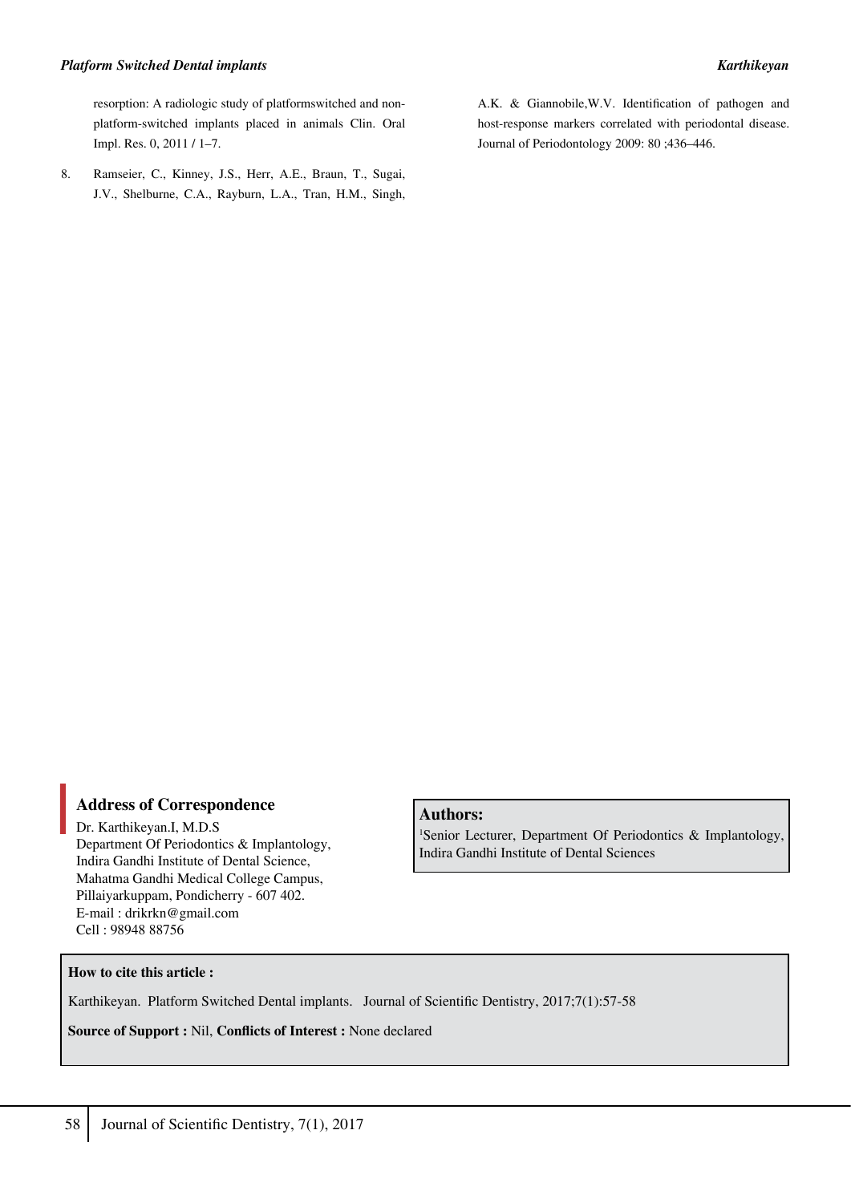resorption: A radiologic study of platformswitched and non-platform-switched implants placed in animals Clin. Oral Impl. Res. 0, 2011 / 1–7.

8. Ramseier, C., Kinney, J.S., Herr, A.E., Braun, T., Sugai, J.V., Shelburne, C.A., Rayburn, L.A., Tran, H.M., Singh, A.K. & Giannobile,W.V. Identification of pathogen and host-response markers correlated with periodontal disease. Journal of Periodontology 2009: 80 ;436–446.

## Address of Correspondence

Dr. Karthikeyan.I, M.D.S
Department Of Periodontics & Implantology,
Indira Gandhi Institute of Dental Science,
Mahatma Gandhi Medical College Campus,
Pillaiyarkuppam, Pondicherry - 607 402.
E-mail : drikrkn@gmail.com
Cell : 98948 88756

## Authors:

[1]Senior Lecturer, Department Of Periodontics & Implantology, Indira Gandhi Institute of Dental Sciences

**How to cite this article :**

Karthikeyan. Platform Switched Dental implants. Journal of Scientific Dentistry, 2017;7(1):57-58

**Source of Support :** Nil, **Conflicts of Interest :** None declared